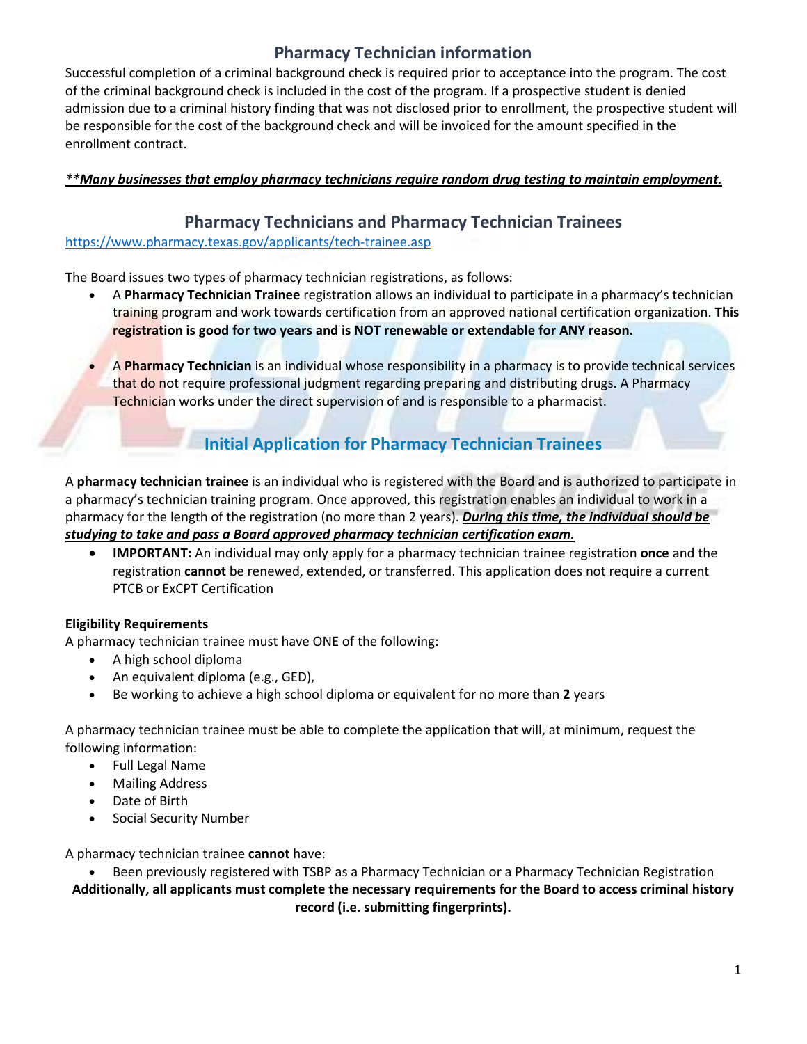# Pharmacy Technician information

Successful completion of a criminal background check is required prior to acceptance into the program. The cost of the criminal background check is included in the cost of the program. If a prospective student is denied admission due to a criminal history finding that was not disclosed prior to enrollment, the prospective student will be responsible for the cost of the background check and will be invoiced for the amount specified in the enrollment contract.

***\*\*Many businesses that employ pharmacy technicians require random drug testing to maintain employment.***

## Pharmacy Technicians and Pharmacy Technician Trainees

https://www.pharmacy.texas.gov/applicants/tech-trainee.asp

The Board issues two types of pharmacy technician registrations, as follows:

- A **Pharmacy Technician Trainee** registration allows an individual to participate in a pharmacy's technician training program and work towards certification from an approved national certification organization. **This registration is good for two years and is NOT renewable or extendable for ANY reason.**
- A **Pharmacy Technician** is an individual whose responsibility in a pharmacy is to provide technical services that do not require professional judgment regarding preparing and distributing drugs. A Pharmacy Technician works under the direct supervision of and is responsible to a pharmacist.

## Initial Application for Pharmacy Technician Trainees

A **pharmacy technician trainee** is an individual who is registered with the Board and is authorized to participate in a pharmacy's technician training program. Once approved, this registration enables an individual to work in a pharmacy for the length of the registration (no more than 2 years). ***During this time, the individual should be studying to take and pass a Board approved pharmacy technician certification exam.***

- **IMPORTANT:** An individual may only apply for a pharmacy technician trainee registration **once** and the registration **cannot** be renewed, extended, or transferred. This application does not require a current PTCB or ExCPT Certification

**Eligibility Requirements**

A pharmacy technician trainee must have ONE of the following:

- A high school diploma
- An equivalent diploma (e.g., GED),
- Be working to achieve a high school diploma or equivalent for no more than **2** years

A pharmacy technician trainee must be able to complete the application that will, at minimum, request the following information:

- Full Legal Name
- Mailing Address
- Date of Birth
- Social Security Number

A pharmacy technician trainee **cannot** have:

- Been previously registered with TSBP as a Pharmacy Technician or a Pharmacy Technician Registration

**Additionally, all applicants must complete the necessary requirements for the Board to access criminal history record (i.e. submitting fingerprints).**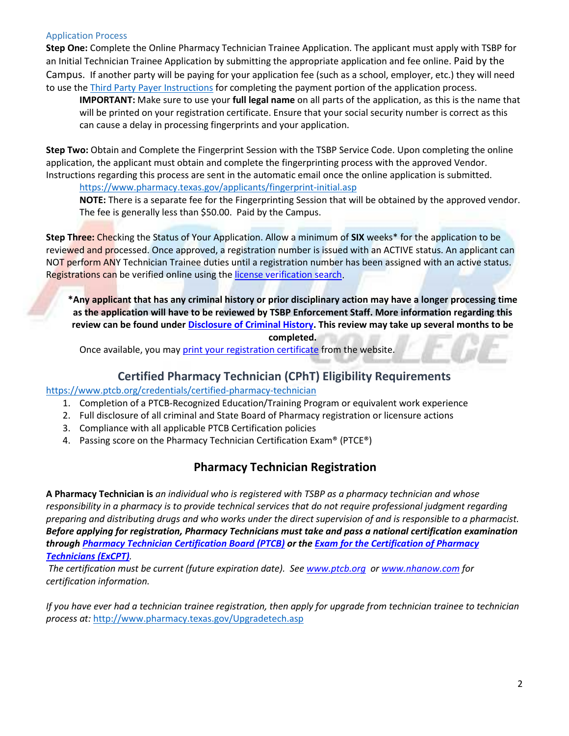### Application Process

**Step One:** Complete the Online Pharmacy Technician Trainee Application. The applicant must apply with TSBP for an Initial Technician Trainee Application by submitting the appropriate application and fee online. Paid by the Campus. If another party will be paying for your application fee (such as a school, employer, etc.) they will need to use the [Third Party Payer Instructions]() for completing the payment portion of the application process.

> **IMPORTANT:** Make sure to use your **full legal name** on all parts of the application, as this is the name that will be printed on your registration certificate. Ensure that your social security number is correct as this can cause a delay in processing fingerprints and your application.

**Step Two:** Obtain and Complete the Fingerprint Session with the TSBP Service Code. Upon completing the online application, the applicant must obtain and complete the fingerprinting process with the approved Vendor. Instructions regarding this process are sent in the automatic email once the online application is submitted.

> https://www.pharmacy.texas.gov/applicants/fingerprint-initial.asp
>
> **NOTE:** There is a separate fee for the Fingerprinting Session that will be obtained by the approved vendor. The fee is generally less than $50.00. Paid by the Campus.

**Step Three:** Checking the Status of Your Application. Allow a minimum of **SIX** weeks* for the application to be reviewed and processed. Once approved, a registration number is issued with an ACTIVE status. An applicant can NOT perform ANY Technician Trainee duties until a registration number has been assigned with an active status. Registrations can be verified online using the [license verification search]().

**\*Any applicant that has any criminal history or prior disciplinary action may have a longer processing time as the application will have to be reviewed by TSBP Enforcement Staff. More information regarding this review can be found under [Disclosure of Criminal History](). This review may take up several months to be completed.**

> Once available, you may [print your registration certificate]() from the website.

## Certified Pharmacy Technician (CPhT) Eligibility Requirements

https://www.ptcb.org/credentials/certified-pharmacy-technician

1. Completion of a PTCB-Recognized Education/Training Program or equivalent work experience
2. Full disclosure of all criminal and State Board of Pharmacy registration or licensure actions
3. Compliance with all applicable PTCB Certification policies
4. Passing score on the Pharmacy Technician Certification Exam® (PTCE®)

## Pharmacy Technician Registration

**A Pharmacy Technician is** *an individual who is registered with TSBP as a pharmacy technician and whose responsibility in a pharmacy is to provide technical services that do not require professional judgment regarding preparing and distributing drugs and who works under the direct supervision of and is responsible to a pharmacist.* ***Before applying for registration, Pharmacy Technicians must take and pass a national certification examination through [Pharmacy Technician Certification Board (PTCB)]() or the [Exam for the Certification of Pharmacy Technicians (ExCPT)]().***

*The certification must be current (future expiration date). See [www.ptcb.org]() or [www.nhanow.com]() for certification information.*

*If you have ever had a technician trainee registration, then apply for upgrade from technician trainee to technician process at:* http://www.pharmacy.texas.gov/Upgradetech.asp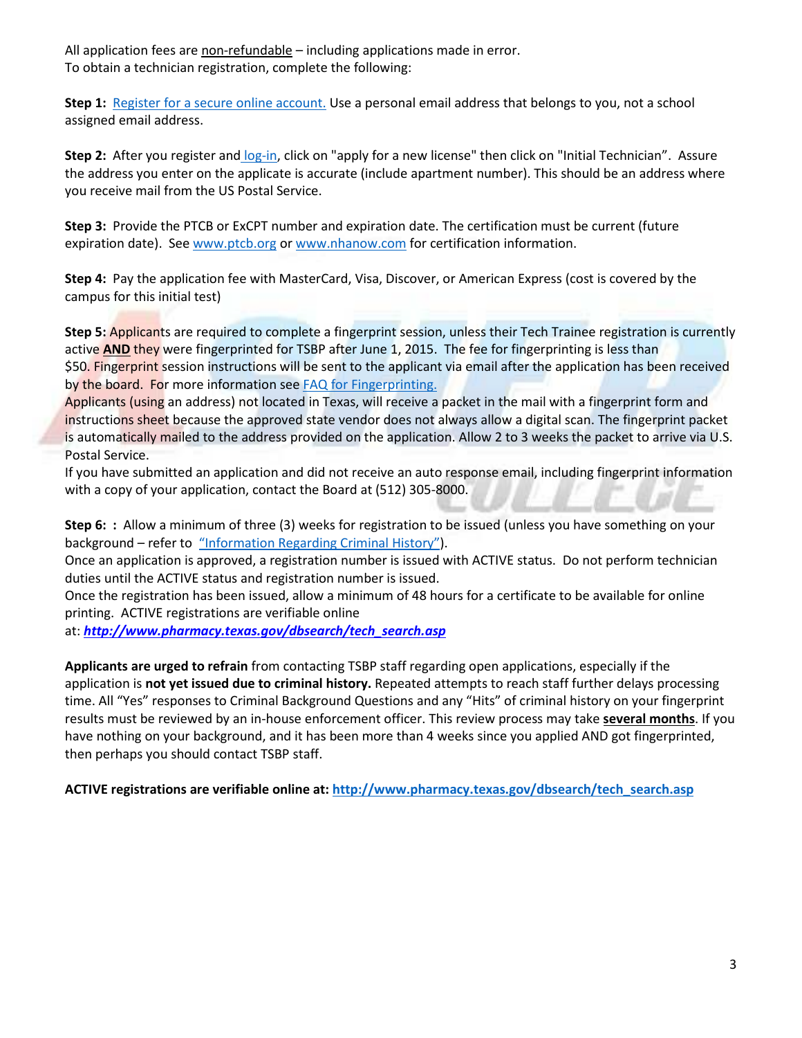All application fees are non-refundable – including applications made in error.
To obtain a technician registration, complete the following:

**Step 1:** Register for a secure online account. Use a personal email address that belongs to you, not a school assigned email address.

**Step 2:** After you register and log-in, click on "apply for a new license" then click on "Initial Technician". Assure the address you enter on the applicate is accurate (include apartment number). This should be an address where you receive mail from the US Postal Service.

**Step 3:** Provide the PTCB or ExCPT number and expiration date. The certification must be current (future expiration date). See www.ptcb.org or www.nhanow.com for certification information.

**Step 4:** Pay the application fee with MasterCard, Visa, Discover, or American Express (cost is covered by the campus for this initial test)

**Step 5:** Applicants are required to complete a fingerprint session, unless their Tech Trainee registration is currently active **AND** they were fingerprinted for TSBP after June 1, 2015. The fee for fingerprinting is less than $50. Fingerprint session instructions will be sent to the applicant via email after the application has been received by the board. For more information see FAQ for Fingerprinting.
Applicants (using an address) not located in Texas, will receive a packet in the mail with a fingerprint form and instructions sheet because the approved state vendor does not always allow a digital scan. The fingerprint packet is automatically mailed to the address provided on the application. Allow 2 to 3 weeks the packet to arrive via U.S. Postal Service.
If you have submitted an application and did not receive an auto response email, including fingerprint information with a copy of your application, contact the Board at (512) 305-8000.

**Step 6:** **:** Allow a minimum of three (3) weeks for registration to be issued (unless you have something on your background – refer to "Information Regarding Criminal History").
Once an application is approved, a registration number is issued with ACTIVE status. Do not perform technician duties until the ACTIVE status and registration number is issued.
Once the registration has been issued, allow a minimum of 48 hours for a certificate to be available for online printing. ACTIVE registrations are verifiable online at: ***http://www.pharmacy.texas.gov/dbsearch/tech_search.asp***

**Applicants are urged to refrain** from contacting TSBP staff regarding open applications, especially if the application is **not yet issued due to criminal history.** Repeated attempts to reach staff further delays processing time. All "Yes" responses to Criminal Background Questions and any "Hits" of criminal history on your fingerprint results must be reviewed by an in-house enforcement officer. This review process may take **several months**. If you have nothing on your background, and it has been more than 4 weeks since you applied AND got fingerprinted, then perhaps you should contact TSBP staff.

**ACTIVE registrations are verifiable online at: http://www.pharmacy.texas.gov/dbsearch/tech_search.asp**